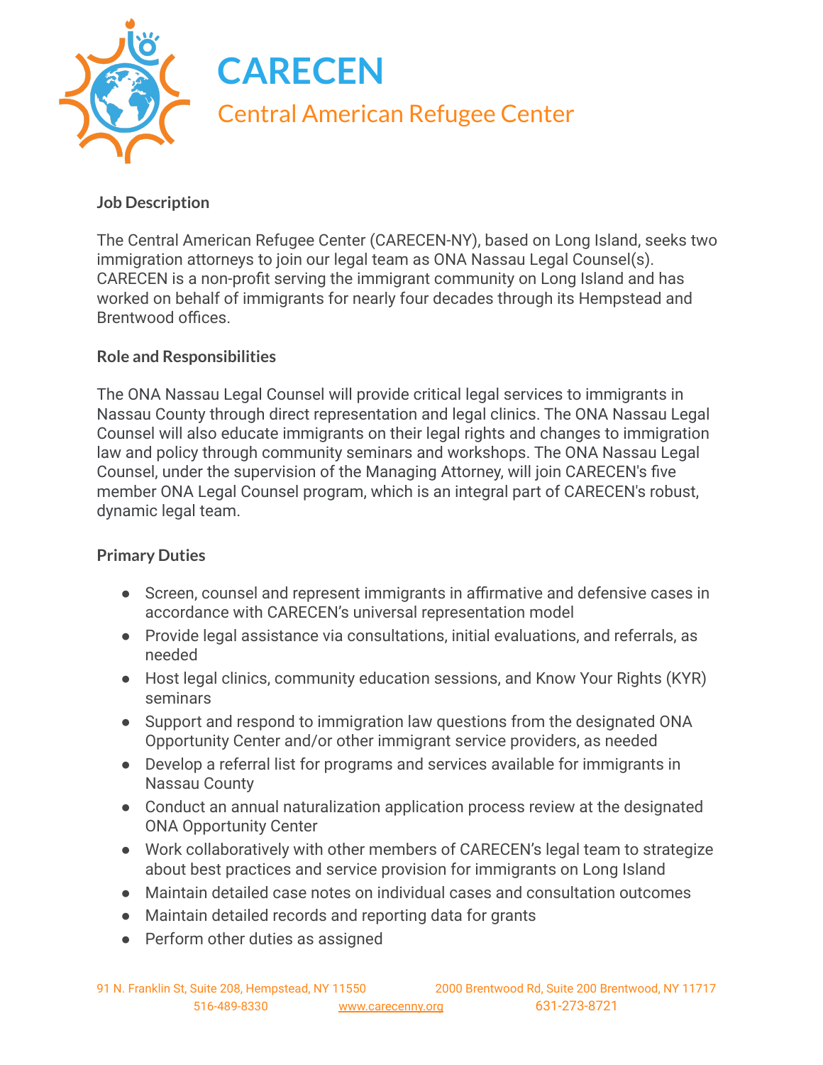# CARECEN

## Central American Refugee Center

**Job Description**

The Central American Refugee Center (CARECEN-NY), based on Long Island, seeks two immigration attorneys to join our legal team as ONA Nassau Legal Counsel(s). CARECEN is a non-profit serving the immigrant community on Long Island and has worked on behalf of immigrants for nearly four decades through its Hempstead and Brentwood offices.

**Role and Responsibilities**

The ONA Nassau Legal Counsel will provide critical legal services to immigrants in Nassau County through direct representation and legal clinics. The ONA Nassau Legal Counsel will also educate immigrants on their legal rights and changes to immigration law and policy through community seminars and workshops. The ONA Nassau Legal Counsel, under the supervision of the Managing Attorney, will join CARECEN's five member ONA Legal Counsel program, which is an integral part of CARECEN's robust, dynamic legal team.

**Primary Duties**

- Screen, counsel and represent immigrants in affirmative and defensive cases in accordance with CARECEN's universal representation model
- Provide legal assistance via consultations, initial evaluations, and referrals, as needed
- Host legal clinics, community education sessions, and Know Your Rights (KYR) seminars
- Support and respond to immigration law questions from the designated ONA Opportunity Center and/or other immigrant service providers, as needed
- Develop a referral list for programs and services available for immigrants in Nassau County
- Conduct an annual naturalization application process review at the designated ONA Opportunity Center
- Work collaboratively with other members of CARECEN's legal team to strategize about best practices and service provision for immigrants on Long Island
- Maintain detailed case notes on individual cases and consultation outcomes
- Maintain detailed records and reporting data for grants
- Perform other duties as assigned

91 N. Franklin St, Suite 208, Hempstead, NY 11550 | 2000 Brentwood Rd, Suite 200 Brentwood, NY 11717
516-489-8330 | www.carecenny.org | 631-273-8721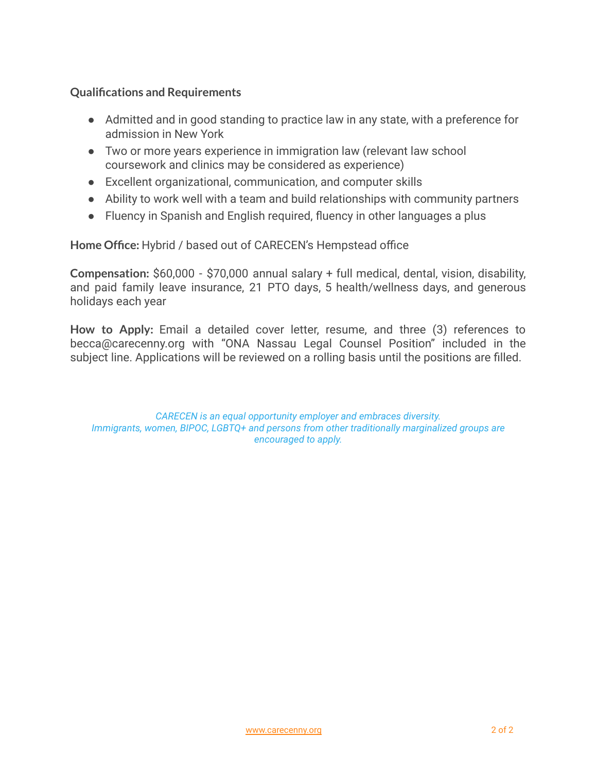**Qualifications and Requirements**

- Admitted and in good standing to practice law in any state, with a preference for admission in New York
- Two or more years experience in immigration law (relevant law school coursework and clinics may be considered as experience)
- Excellent organizational, communication, and computer skills
- Ability to work well with a team and build relationships with community partners
- Fluency in Spanish and English required, fluency in other languages a plus

**Home Office:** Hybrid / based out of CARECEN's Hempstead office

**Compensation:** $60,000 - $70,000 annual salary + full medical, dental, vision, disability, and paid family leave insurance, 21 PTO days, 5 health/wellness days, and generous holidays each year

**How to Apply:** Email a detailed cover letter, resume, and three (3) references to becca@carecenny.org with "ONA Nassau Legal Counsel Position" included in the subject line. Applications will be reviewed on a rolling basis until the positions are filled.

*CARECEN is an equal opportunity employer and embraces diversity.*
*Immigrants, women, BIPOC, LGBTQ+ and persons from other traditionally marginalized groups are encouraged to apply.*

www.carecenny.org